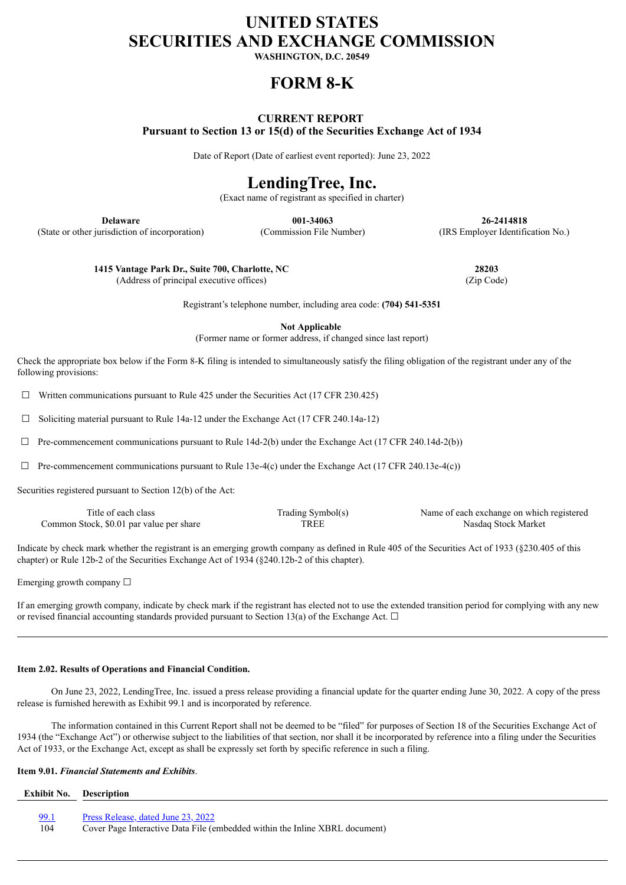# UNITED STATES
# SECURITIES AND EXCHANGE COMMISSION

**WASHINGTON, D.C. 20549**

# FORM 8-K

## CURRENT REPORT
**Pursuant to Section 13 or 15(d) of the Securities Exchange Act of 1934**

Date of Report (Date of earliest event reported): June 23, 2022

# LendingTree, Inc.
(Exact name of registrant as specified in charter)

| **Delaware** | **001-34063** | **26-2414818** |
|---|---|---|
| (State or other jurisdiction of incorporation) | (Commission File Number) | (IRS Employer Identification No.) |

| **1415 Vantage Park Dr., Suite 700, Charlotte, NC** | **28203** |
|---|---|
| (Address of principal executive offices) | (Zip Code) |

Registrant's telephone number, including area code: **(704) 541-5351**

**Not Applicable**
(Former name or former address, if changed since last report)

Check the appropriate box below if the Form 8-K filing is intended to simultaneously satisfy the filing obligation of the registrant under any of the following provisions:

☐ Written communications pursuant to Rule 425 under the Securities Act (17 CFR 230.425)

☐ Soliciting material pursuant to Rule 14a-12 under the Exchange Act (17 CFR 240.14a-12)

☐ Pre-commencement communications pursuant to Rule 14d-2(b) under the Exchange Act (17 CFR 240.14d-2(b))

☐ Pre-commencement communications pursuant to Rule 13e-4(c) under the Exchange Act (17 CFR 240.13e-4(c))

Securities registered pursuant to Section 12(b) of the Act:

| Title of each class | Trading Symbol(s) | Name of each exchange on which registered |
|---|---|---|
| Common Stock, $0.01 par value per share | TREE | Nasdaq Stock Market |

Indicate by check mark whether the registrant is an emerging growth company as defined in Rule 405 of the Securities Act of 1933 (§230.405 of this chapter) or Rule 12b-2 of the Securities Exchange Act of 1934 (§240.12b-2 of this chapter).

Emerging growth company ☐

If an emerging growth company, indicate by check mark if the registrant has elected not to use the extended transition period for complying with any new or revised financial accounting standards provided pursuant to Section 13(a) of the Exchange Act. ☐

---

**Item 2.02. Results of Operations and Financial Condition.**

On June 23, 2022, LendingTree, Inc. issued a press release providing a financial update for the quarter ending June 30, 2022. A copy of the press release is furnished herewith as Exhibit 99.1 and is incorporated by reference.

The information contained in this Current Report shall not be deemed to be "filed" for purposes of Section 18 of the Securities Exchange Act of 1934 (the "Exchange Act") or otherwise subject to the liabilities of that section, nor shall it be incorporated by reference into a filing under the Securities Act of 1933, or the Exchange Act, except as shall be expressly set forth by specific reference in such a filing.

**Item 9.01. *Financial Statements and Exhibits*.**

| Exhibit No. | Description |
|---|---|
| 99.1 | Press Release, dated June 23, 2022 |
| 104 | Cover Page Interactive Data File (embedded within the Inline XBRL document) |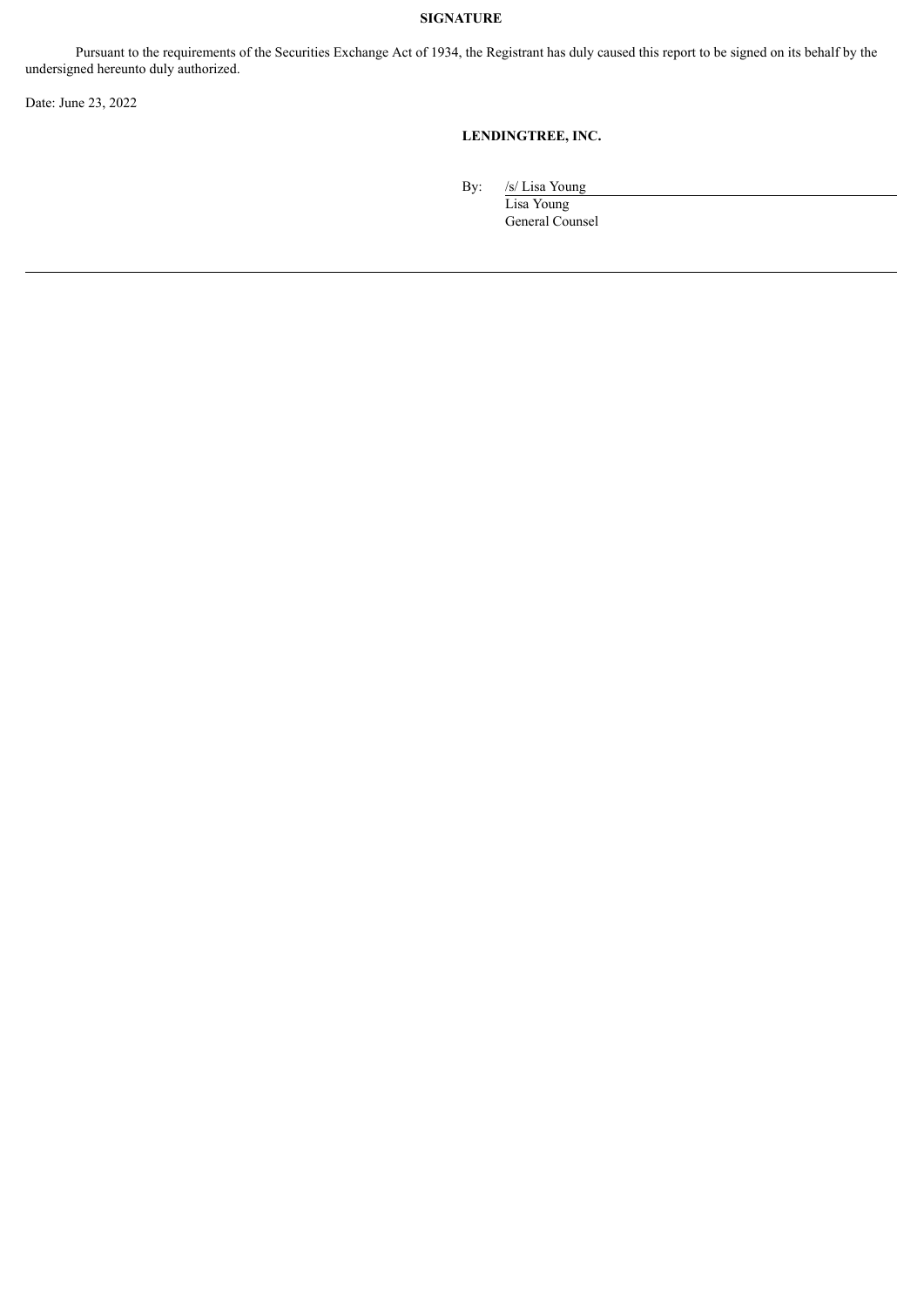**SIGNATURE**

Pursuant to the requirements of the Securities Exchange Act of 1934, the Registrant has duly caused this report to be signed on its behalf by the undersigned hereunto duly authorized.

Date: June 23, 2022

**LENDINGTREE, INC.**

By: /s/ Lisa Young
Lisa Young
General Counsel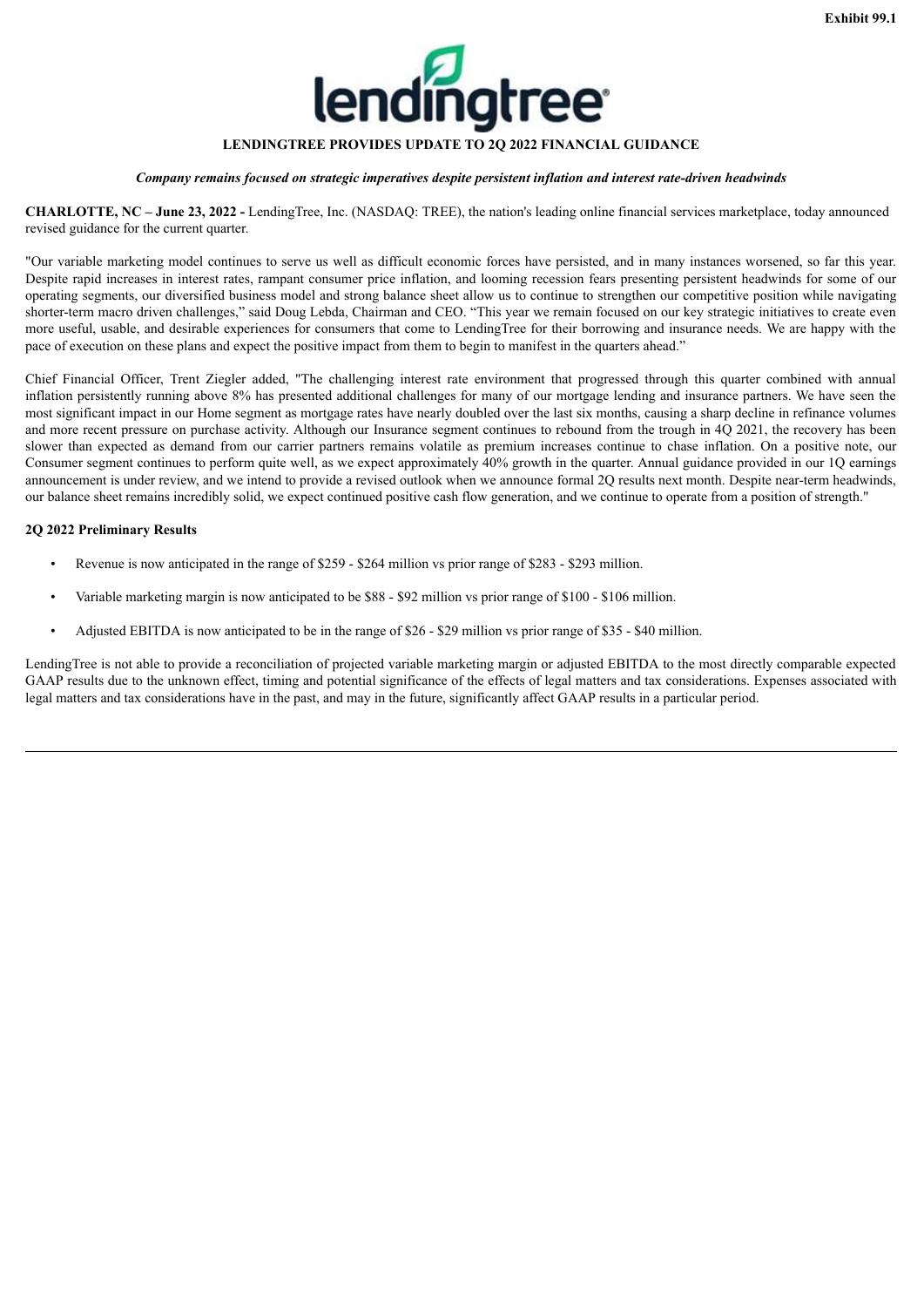Exhibit 99.1

# LENDINGTREE PROVIDES UPDATE TO 2Q 2022 FINANCIAL GUIDANCE

***Company remains focused on strategic imperatives despite persistent inflation and interest rate-driven headwinds***

**CHARLOTTE, NC – June 23, 2022 -** LendingTree, Inc. (NASDAQ: TREE), the nation's leading online financial services marketplace, today announced revised guidance for the current quarter.

"Our variable marketing model continues to serve us well as difficult economic forces have persisted, and in many instances worsened, so far this year. Despite rapid increases in interest rates, rampant consumer price inflation, and looming recession fears presenting persistent headwinds for some of our operating segments, our diversified business model and strong balance sheet allow us to continue to strengthen our competitive position while navigating shorter-term macro driven challenges," said Doug Lebda, Chairman and CEO. "This year we remain focused on our key strategic initiatives to create even more useful, usable, and desirable experiences for consumers that come to LendingTree for their borrowing and insurance needs. We are happy with the pace of execution on these plans and expect the positive impact from them to begin to manifest in the quarters ahead."

Chief Financial Officer, Trent Ziegler added, "The challenging interest rate environment that progressed through this quarter combined with annual inflation persistently running above 8% has presented additional challenges for many of our mortgage lending and insurance partners. We have seen the most significant impact in our Home segment as mortgage rates have nearly doubled over the last six months, causing a sharp decline in refinance volumes and more recent pressure on purchase activity. Although our Insurance segment continues to rebound from the trough in 4Q 2021, the recovery has been slower than expected as demand from our carrier partners remains volatile as premium increases continue to chase inflation. On a positive note, our Consumer segment continues to perform quite well, as we expect approximately 40% growth in the quarter. Annual guidance provided in our 1Q earnings announcement is under review, and we intend to provide a revised outlook when we announce formal 2Q results next month. Despite near-term headwinds, our balance sheet remains incredibly solid, we expect continued positive cash flow generation, and we continue to operate from a position of strength."

**2Q 2022 Preliminary Results**

- Revenue is now anticipated in the range of $259 - $264 million vs prior range of $283 - $293 million.
- Variable marketing margin is now anticipated to be $88 - $92 million vs prior range of $100 - $106 million.
- Adjusted EBITDA is now anticipated to be in the range of $26 - $29 million vs prior range of $35 - $40 million.

LendingTree is not able to provide a reconciliation of projected variable marketing margin or adjusted EBITDA to the most directly comparable expected GAAP results due to the unknown effect, timing and potential significance of the effects of legal matters and tax considerations. Expenses associated with legal matters and tax considerations have in the past, and may in the future, significantly affect GAAP results in a particular period.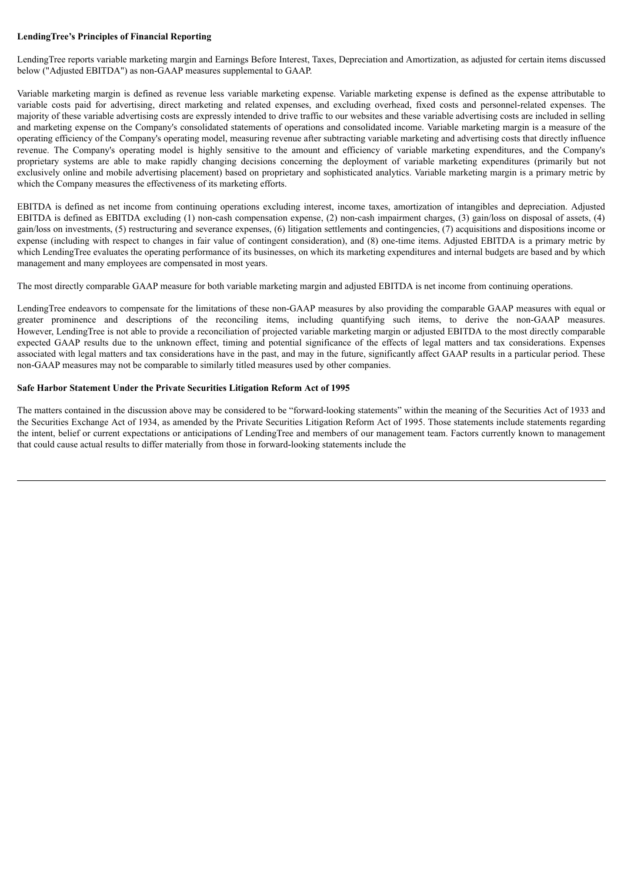**LendingTree's Principles of Financial Reporting**

LendingTree reports variable marketing margin and Earnings Before Interest, Taxes, Depreciation and Amortization, as adjusted for certain items discussed below ("Adjusted EBITDA") as non-GAAP measures supplemental to GAAP.

Variable marketing margin is defined as revenue less variable marketing expense. Variable marketing expense is defined as the expense attributable to variable costs paid for advertising, direct marketing and related expenses, and excluding overhead, fixed costs and personnel-related expenses. The majority of these variable advertising costs are expressly intended to drive traffic to our websites and these variable advertising costs are included in selling and marketing expense on the Company's consolidated statements of operations and consolidated income. Variable marketing margin is a measure of the operating efficiency of the Company's operating model, measuring revenue after subtracting variable marketing and advertising costs that directly influence revenue. The Company's operating model is highly sensitive to the amount and efficiency of variable marketing expenditures, and the Company's proprietary systems are able to make rapidly changing decisions concerning the deployment of variable marketing expenditures (primarily but not exclusively online and mobile advertising placement) based on proprietary and sophisticated analytics. Variable marketing margin is a primary metric by which the Company measures the effectiveness of its marketing efforts.

EBITDA is defined as net income from continuing operations excluding interest, income taxes, amortization of intangibles and depreciation. Adjusted EBITDA is defined as EBITDA excluding (1) non-cash compensation expense, (2) non-cash impairment charges, (3) gain/loss on disposal of assets, (4) gain/loss on investments, (5) restructuring and severance expenses, (6) litigation settlements and contingencies, (7) acquisitions and dispositions income or expense (including with respect to changes in fair value of contingent consideration), and (8) one-time items. Adjusted EBITDA is a primary metric by which LendingTree evaluates the operating performance of its businesses, on which its marketing expenditures and internal budgets are based and by which management and many employees are compensated in most years.

The most directly comparable GAAP measure for both variable marketing margin and adjusted EBITDA is net income from continuing operations.

LendingTree endeavors to compensate for the limitations of these non-GAAP measures by also providing the comparable GAAP measures with equal or greater prominence and descriptions of the reconciling items, including quantifying such items, to derive the non-GAAP measures. However, LendingTree is not able to provide a reconciliation of projected variable marketing margin or adjusted EBITDA to the most directly comparable expected GAAP results due to the unknown effect, timing and potential significance of the effects of legal matters and tax considerations. Expenses associated with legal matters and tax considerations have in the past, and may in the future, significantly affect GAAP results in a particular period. These non-GAAP measures may not be comparable to similarly titled measures used by other companies.

**Safe Harbor Statement Under the Private Securities Litigation Reform Act of 1995**

The matters contained in the discussion above may be considered to be "forward-looking statements" within the meaning of the Securities Act of 1933 and the Securities Exchange Act of 1934, as amended by the Private Securities Litigation Reform Act of 1995. Those statements include statements regarding the intent, belief or current expectations or anticipations of LendingTree and members of our management team. Factors currently known to management that could cause actual results to differ materially from those in forward-looking statements include the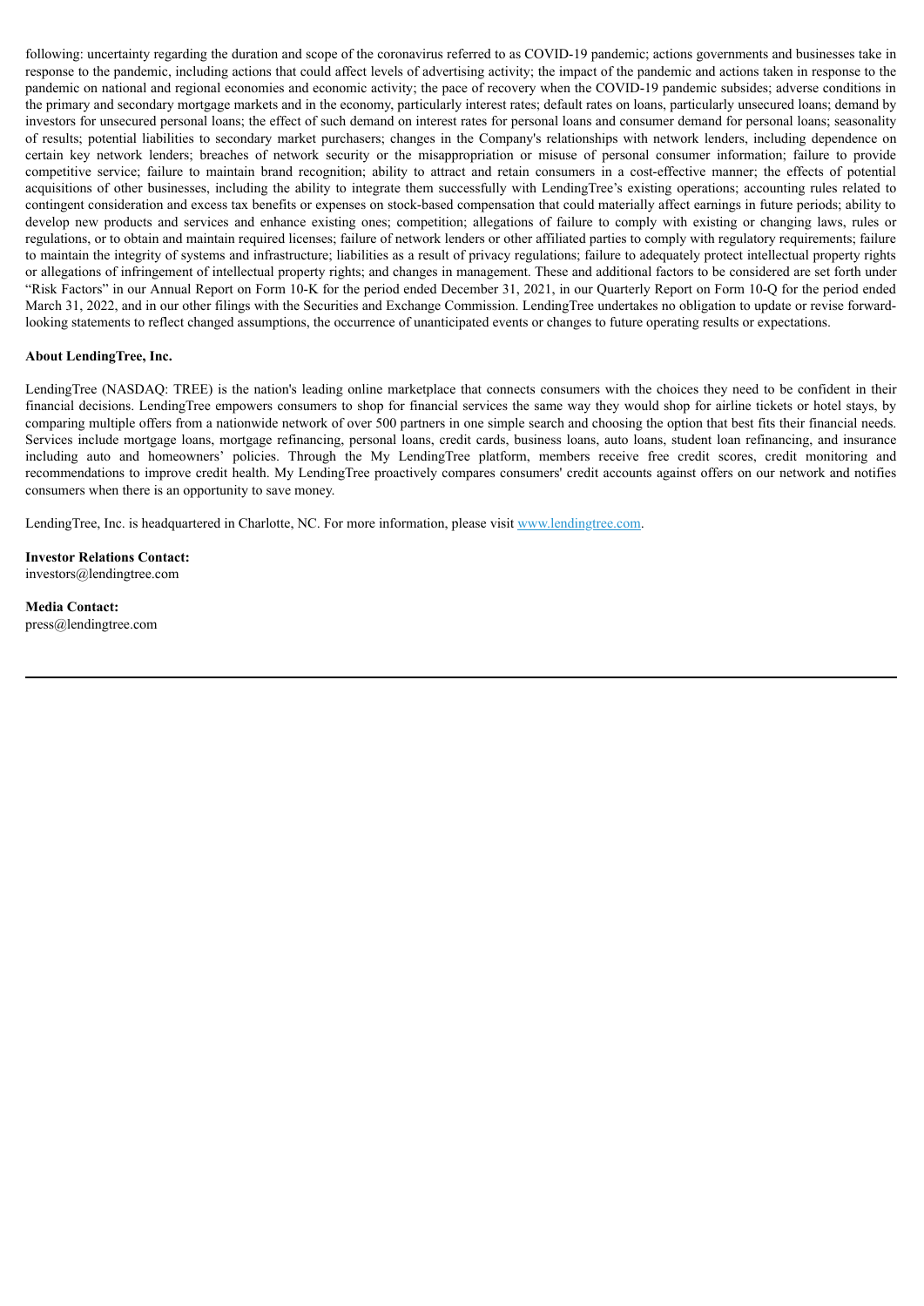following: uncertainty regarding the duration and scope of the coronavirus referred to as COVID-19 pandemic; actions governments and businesses take in response to the pandemic, including actions that could affect levels of advertising activity; the impact of the pandemic and actions taken in response to the pandemic on national and regional economies and economic activity; the pace of recovery when the COVID-19 pandemic subsides; adverse conditions in the primary and secondary mortgage markets and in the economy, particularly interest rates; default rates on loans, particularly unsecured loans; demand by investors for unsecured personal loans; the effect of such demand on interest rates for personal loans and consumer demand for personal loans; seasonality of results; potential liabilities to secondary market purchasers; changes in the Company's relationships with network lenders, including dependence on certain key network lenders; breaches of network security or the misappropriation or misuse of personal consumer information; failure to provide competitive service; failure to maintain brand recognition; ability to attract and retain consumers in a cost-effective manner; the effects of potential acquisitions of other businesses, including the ability to integrate them successfully with LendingTree's existing operations; accounting rules related to contingent consideration and excess tax benefits or expenses on stock-based compensation that could materially affect earnings in future periods; ability to develop new products and services and enhance existing ones; competition; allegations of failure to comply with existing or changing laws, rules or regulations, or to obtain and maintain required licenses; failure of network lenders or other affiliated parties to comply with regulatory requirements; failure to maintain the integrity of systems and infrastructure; liabilities as a result of privacy regulations; failure to adequately protect intellectual property rights or allegations of infringement of intellectual property rights; and changes in management. These and additional factors to be considered are set forth under "Risk Factors" in our Annual Report on Form 10-K for the period ended December 31, 2021, in our Quarterly Report on Form 10-Q for the period ended March 31, 2022, and in our other filings with the Securities and Exchange Commission. LendingTree undertakes no obligation to update or revise forward-looking statements to reflect changed assumptions, the occurrence of unanticipated events or changes to future operating results or expectations.

**About LendingTree, Inc.**

LendingTree (NASDAQ: TREE) is the nation's leading online marketplace that connects consumers with the choices they need to be confident in their financial decisions. LendingTree empowers consumers to shop for financial services the same way they would shop for airline tickets or hotel stays, by comparing multiple offers from a nationwide network of over 500 partners in one simple search and choosing the option that best fits their financial needs. Services include mortgage loans, mortgage refinancing, personal loans, credit cards, business loans, auto loans, student loan refinancing, and insurance including auto and homeowners' policies. Through the My LendingTree platform, members receive free credit scores, credit monitoring and recommendations to improve credit health. My LendingTree proactively compares consumers' credit accounts against offers on our network and notifies consumers when there is an opportunity to save money.

LendingTree, Inc. is headquartered in Charlotte, NC. For more information, please visit [www.lendingtree.com](http://www.lendingtree.com).

**Investor Relations Contact:**
investors@lendingtree.com

**Media Contact:**
press@lendingtree.com